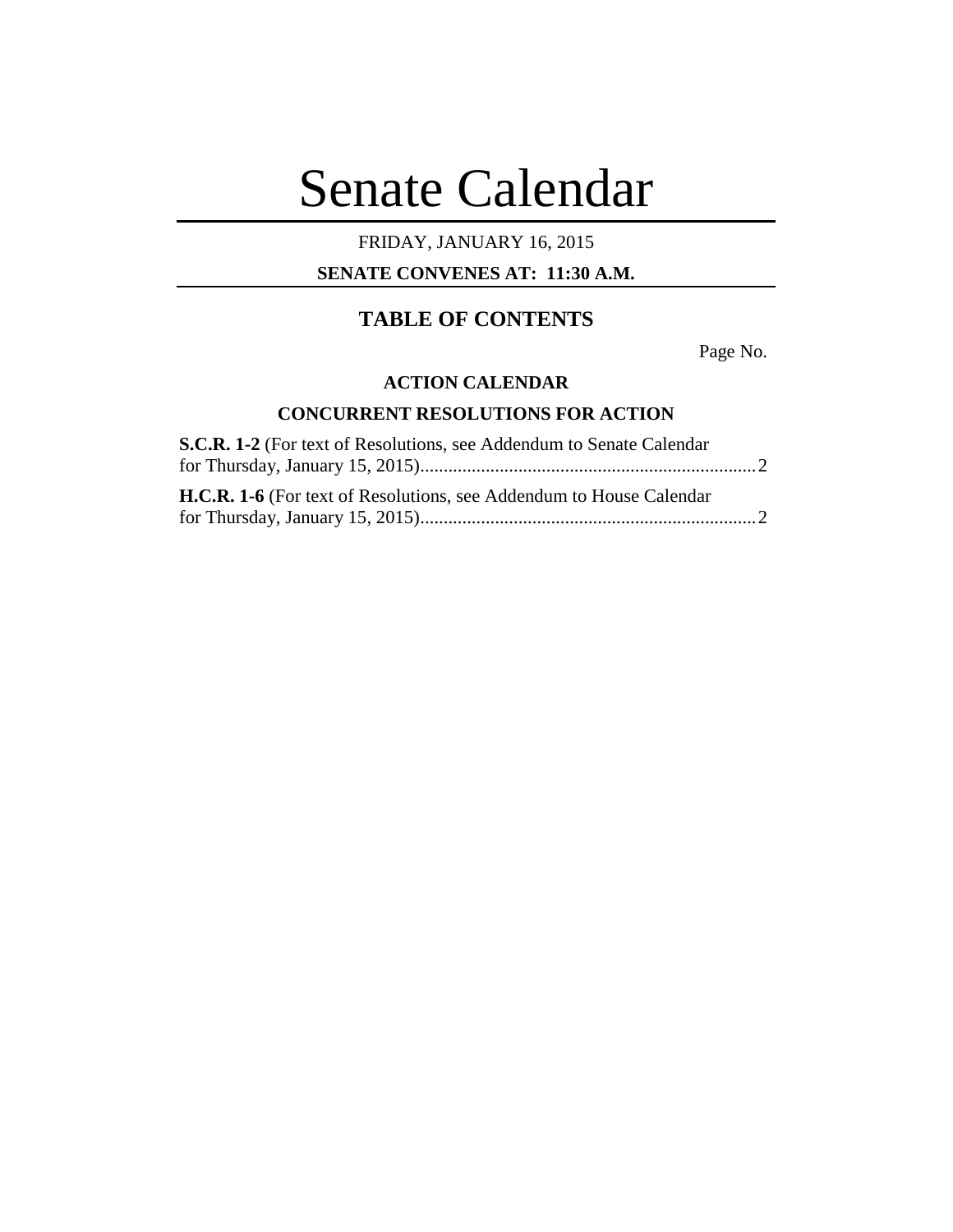# Senate Calendar

FRIDAY, JANUARY 16, 2015

**SENATE CONVENES AT: 11:30 A.M.**

## TABLE OF CONTENTS

Page No.

### ACTION CALENDAR

### CONCURRENT RESOLUTIONS FOR ACTION

**S.C.R. 1-2** (For text of Resolutions, see Addendum to Senate Calendar for Thursday, January 15, 2015)........................................................................2

**H.C.R. 1-6** (For text of Resolutions, see Addendum to House Calendar for Thursday, January 15, 2015)........................................................................2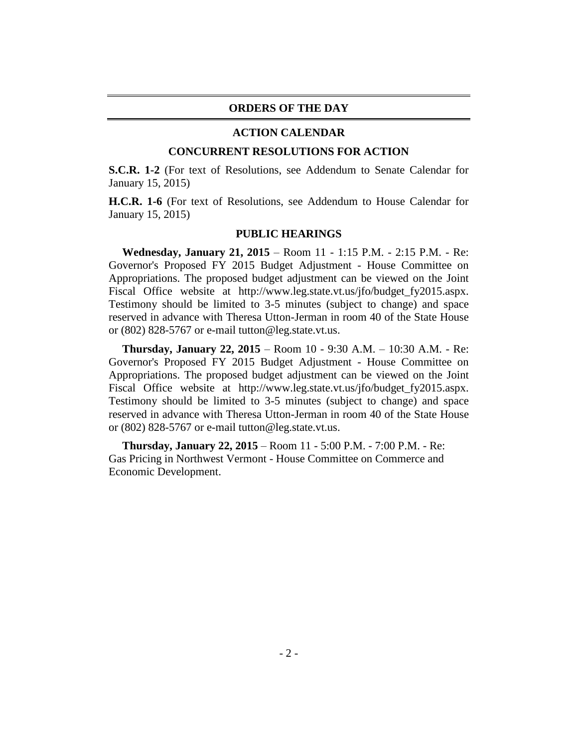## ORDERS OF THE DAY

### ACTION CALENDAR

### CONCURRENT RESOLUTIONS FOR ACTION

**S.C.R. 1-2** (For text of Resolutions, see Addendum to Senate Calendar for January 15, 2015)

**H.C.R. 1-6** (For text of Resolutions, see Addendum to House Calendar for January 15, 2015)

### PUBLIC HEARINGS

**Wednesday, January 21, 2015** – Room 11 - 1:15 P.M. - 2:15 P.M. - Re: Governor's Proposed FY 2015 Budget Adjustment - House Committee on Appropriations. The proposed budget adjustment can be viewed on the Joint Fiscal Office website at http://www.leg.state.vt.us/jfo/budget_fy2015.aspx. Testimony should be limited to 3-5 minutes (subject to change) and space reserved in advance with Theresa Utton-Jerman in room 40 of the State House or (802) 828-5767 or e-mail tutton@leg.state.vt.us.

**Thursday, January 22, 2015** – Room 10 - 9:30 A.M. – 10:30 A.M. - Re: Governor's Proposed FY 2015 Budget Adjustment - House Committee on Appropriations. The proposed budget adjustment can be viewed on the Joint Fiscal Office website at http://www.leg.state.vt.us/jfo/budget_fy2015.aspx. Testimony should be limited to 3-5 minutes (subject to change) and space reserved in advance with Theresa Utton-Jerman in room 40 of the State House or (802) 828-5767 or e-mail tutton@leg.state.vt.us.

**Thursday, January 22, 2015** – Room 11 - 5:00 P.M. - 7:00 P.M. - Re: Gas Pricing in Northwest Vermont - House Committee on Commerce and Economic Development.